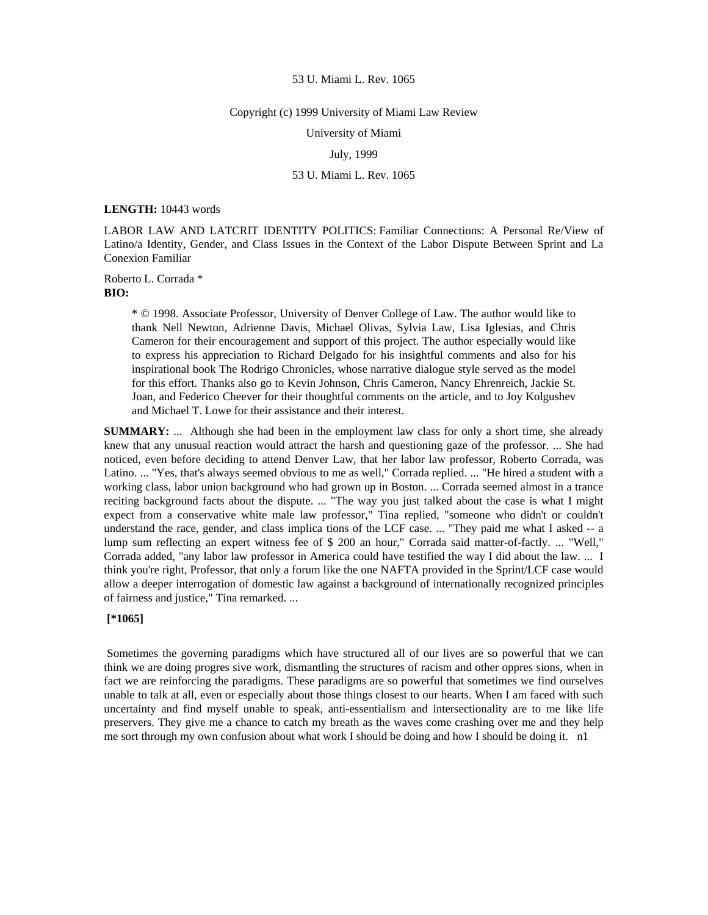53 U. Miami L. Rev. 1065

Copyright (c) 1999 University of Miami Law Review

University of Miami

July, 1999

53 U. Miami L. Rev. 1065

**LENGTH:** 10443 words

LABOR LAW AND LATCRIT IDENTITY POLITICS: Familiar Connections: A Personal Re/View of Latino/a Identity, Gender, and Class Issues in the Context of the Labor Dispute Between Sprint and La Conexion Familiar

Roberto L. Corrada *

**BIO:**

> * © 1998. Associate Professor, University of Denver College of Law. The author would like to thank Nell Newton, Adrienne Davis, Michael Olivas, Sylvia Law, Lisa Iglesias, and Chris Cameron for their encouragement and support of this project. The author especially would like to express his appreciation to Richard Delgado for his insightful comments and also for his inspirational book The Rodrigo Chronicles, whose narrative dialogue style served as the model for this effort. Thanks also go to Kevin Johnson, Chris Cameron, Nancy Ehrenreich, Jackie St. Joan, and Federico Cheever for their thoughtful comments on the article, and to Joy Kolgushev and Michael T. Lowe for their assistance and their interest.

**SUMMARY:** ... Although she had been in the employment law class for only a short time, she already knew that any unusual reaction would attract the harsh and questioning gaze of the professor. ... She had noticed, even before deciding to attend Denver Law, that her labor law professor, Roberto Corrada, was Latino. ... "Yes, that's always seemed obvious to me as well," Corrada replied. ... "He hired a student with a working class, labor union background who had grown up in Boston. ... Corrada seemed almost in a trance reciting background facts about the dispute. ... "The way you just talked about the case is what I might expect from a conservative white male law professor," Tina replied, "someone who didn't or couldn't understand the race, gender, and class implica tions of the LCF case. ... "They paid me what I asked -- a lump sum reflecting an expert witness fee of $ 200 an hour," Corrada said matter-of-factly. ... "Well," Corrada added, "any labor law professor in America could have testified the way I did about the law. ... I think you're right, Professor, that only a forum like the one NAFTA provided in the Sprint/LCF case would allow a deeper interrogation of domestic law against a background of internationally recognized principles of fairness and justice," Tina remarked. ...

**[*1065]**

Sometimes the governing paradigms which have structured all of our lives are so powerful that we can think we are doing progres sive work, dismantling the structures of racism and other oppres sions, when in fact we are reinforcing the paradigms. These paradigms are so powerful that sometimes we find ourselves unable to talk at all, even or especially about those things closest to our hearts. When I am faced with such uncertainty and find myself unable to speak, anti-essentialism and intersectionality are to me like life preservers. They give me a chance to catch my breath as the waves come crashing over me and they help me sort through my own confusion about what work I should be doing and how I should be doing it. n1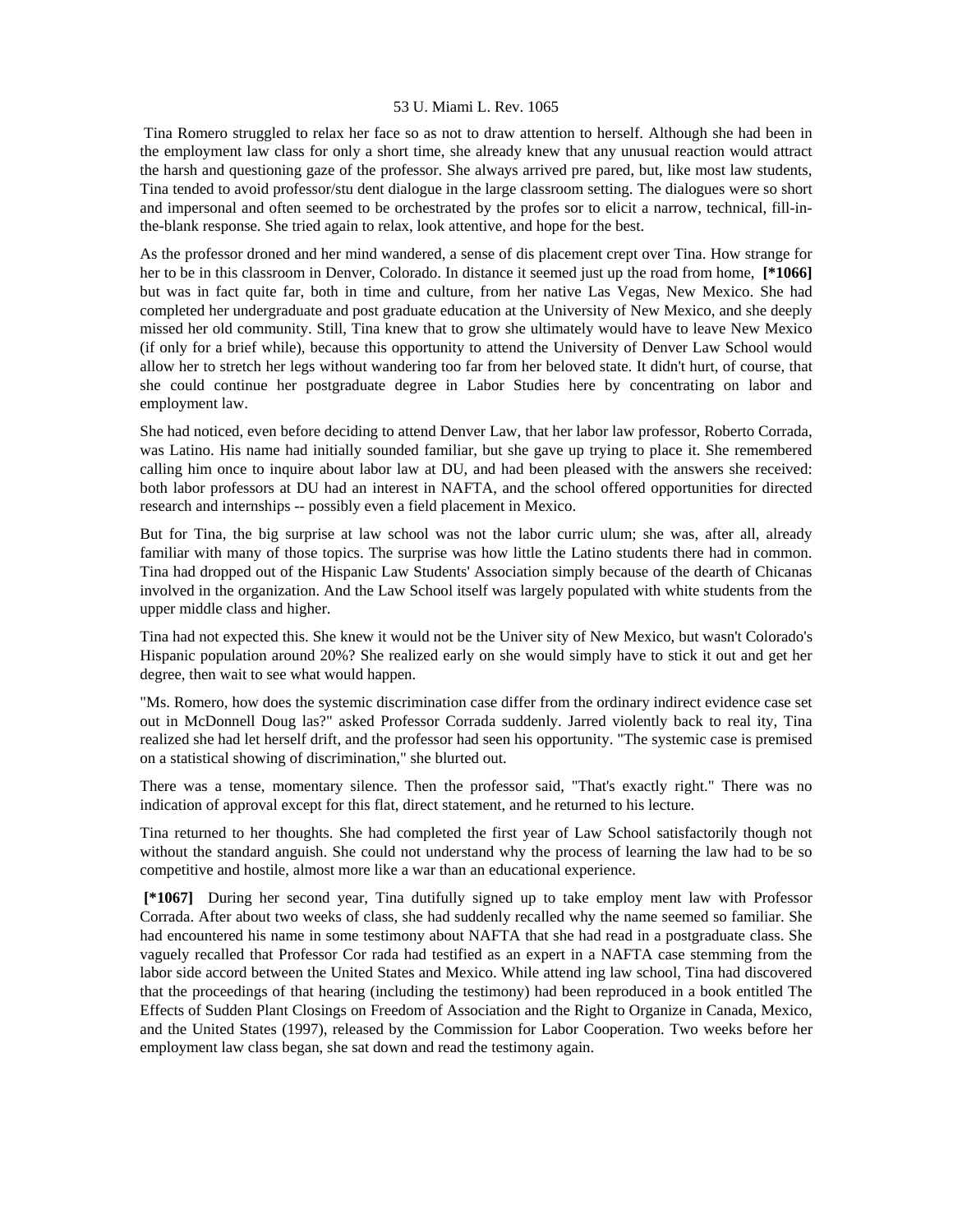Tina Romero struggled to relax her face so as not to draw attention to herself. Although she had been in the employment law class for only a short time, she already knew that any unusual reaction would attract the harsh and questioning gaze of the professor. She always arrived pre pared, but, like most law students, Tina tended to avoid professor/stu dent dialogue in the large classroom setting. The dialogues were so short and impersonal and often seemed to be orchestrated by the profes sor to elicit a narrow, technical, fill-in-the-blank response. She tried again to relax, look attentive, and hope for the best.

As the professor droned and her mind wandered, a sense of dis placement crept over Tina. How strange for her to be in this classroom in Denver, Colorado. In distance it seemed just up the road from home, **[*1066]** but was in fact quite far, both in time and culture, from her native Las Vegas, New Mexico. She had completed her undergraduate and post graduate education at the University of New Mexico, and she deeply missed her old community. Still, Tina knew that to grow she ultimately would have to leave New Mexico (if only for a brief while), because this opportunity to attend the University of Denver Law School would allow her to stretch her legs without wandering too far from her beloved state. It didn't hurt, of course, that she could continue her postgraduate degree in Labor Studies here by concentrating on labor and employment law.

She had noticed, even before deciding to attend Denver Law, that her labor law professor, Roberto Corrada, was Latino. His name had initially sounded familiar, but she gave up trying to place it. She remembered calling him once to inquire about labor law at DU, and had been pleased with the answers she received: both labor professors at DU had an interest in NAFTA, and the school offered opportunities for directed research and internships -- possibly even a field placement in Mexico.

But for Tina, the big surprise at law school was not the labor curric ulum; she was, after all, already familiar with many of those topics. The surprise was how little the Latino students there had in common. Tina had dropped out of the Hispanic Law Students' Association simply because of the dearth of Chicanas involved in the organization. And the Law School itself was largely populated with white students from the upper middle class and higher.

Tina had not expected this. She knew it would not be the Univer sity of New Mexico, but wasn't Colorado's Hispanic population around 20%? She realized early on she would simply have to stick it out and get her degree, then wait to see what would happen.

"Ms. Romero, how does the systemic discrimination case differ from the ordinary indirect evidence case set out in McDonnell Doug las?" asked Professor Corrada suddenly. Jarred violently back to real ity, Tina realized she had let herself drift, and the professor had seen his opportunity. "The systemic case is premised on a statistical showing of discrimination," she blurted out.

There was a tense, momentary silence. Then the professor said, "That's exactly right." There was no indication of approval except for this flat, direct statement, and he returned to his lecture.

Tina returned to her thoughts. She had completed the first year of Law School satisfactorily though not without the standard anguish. She could not understand why the process of learning the law had to be so competitive and hostile, almost more like a war than an educational experience.

**[*1067]** During her second year, Tina dutifully signed up to take employ ment law with Professor Corrada. After about two weeks of class, she had suddenly recalled why the name seemed so familiar. She had encountered his name in some testimony about NAFTA that she had read in a postgraduate class. She vaguely recalled that Professor Cor rada had testified as an expert in a NAFTA case stemming from the labor side accord between the United States and Mexico. While attend ing law school, Tina had discovered that the proceedings of that hearing (including the testimony) had been reproduced in a book entitled The Effects of Sudden Plant Closings on Freedom of Association and the Right to Organize in Canada, Mexico, and the United States (1997), released by the Commission for Labor Cooperation. Two weeks before her employment law class began, she sat down and read the testimony again.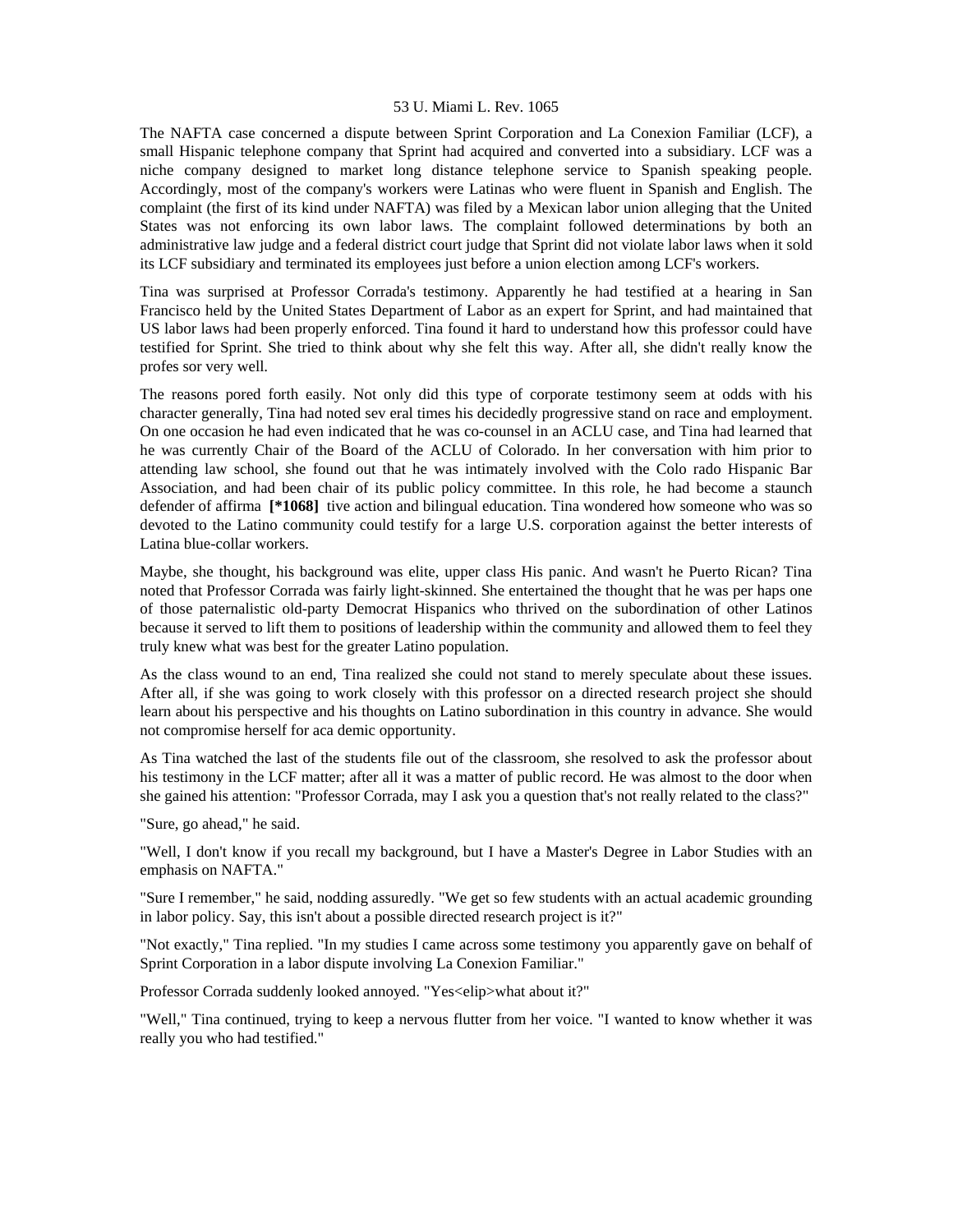The NAFTA case concerned a dispute between Sprint Corporation and La Conexion Familiar (LCF), a small Hispanic telephone company that Sprint had acquired and converted into a subsidiary. LCF was a niche company designed to market long distance telephone service to Spanish speaking people. Accordingly, most of the company's workers were Latinas who were fluent in Spanish and English. The complaint (the first of its kind under NAFTA) was filed by a Mexican labor union alleging that the United States was not enforcing its own labor laws. The complaint followed determinations by both an administrative law judge and a federal district court judge that Sprint did not violate labor laws when it sold its LCF subsidiary and terminated its employees just before a union election among LCF's workers.

Tina was surprised at Professor Corrada's testimony. Apparently he had testified at a hearing in San Francisco held by the United States Department of Labor as an expert for Sprint, and had maintained that US labor laws had been properly enforced. Tina found it hard to understand how this professor could have testified for Sprint. She tried to think about why she felt this way. After all, she didn't really know the profes sor very well.

The reasons pored forth easily. Not only did this type of corporate testimony seem at odds with his character generally, Tina had noted sev eral times his decidedly progressive stand on race and employment. On one occasion he had even indicated that he was co-counsel in an ACLU case, and Tina had learned that he was currently Chair of the Board of the ACLU of Colorado. In her conversation with him prior to attending law school, she found out that he was intimately involved with the Colo rado Hispanic Bar Association, and had been chair of its public policy committee. In this role, he had become a staunch defender of affirma **[*1068]** tive action and bilingual education. Tina wondered how someone who was so devoted to the Latino community could testify for a large U.S. corporation against the better interests of Latina blue-collar workers.

Maybe, she thought, his background was elite, upper class His panic. And wasn't he Puerto Rican? Tina noted that Professor Corrada was fairly light-skinned. She entertained the thought that he was per haps one of those paternalistic old-party Democrat Hispanics who thrived on the subordination of other Latinos because it served to lift them to positions of leadership within the community and allowed them to feel they truly knew what was best for the greater Latino population.

As the class wound to an end, Tina realized she could not stand to merely speculate about these issues. After all, if she was going to work closely with this professor on a directed research project she should learn about his perspective and his thoughts on Latino subordination in this country in advance. She would not compromise herself for aca demic opportunity.

As Tina watched the last of the students file out of the classroom, she resolved to ask the professor about his testimony in the LCF matter; after all it was a matter of public record. He was almost to the door when she gained his attention: "Professor Corrada, may I ask you a question that's not really related to the class?"

"Sure, go ahead," he said.

"Well, I don't know if you recall my background, but I have a Master's Degree in Labor Studies with an emphasis on NAFTA."

"Sure I remember," he said, nodding assuredly. "We get so few students with an actual academic grounding in labor policy. Say, this isn't about a possible directed research project is it?"

"Not exactly," Tina replied. "In my studies I came across some testimony you apparently gave on behalf of Sprint Corporation in a labor dispute involving La Conexion Familiar."

Professor Corrada suddenly looked annoyed. "Yes<elip>what about it?"

"Well," Tina continued, trying to keep a nervous flutter from her voice. "I wanted to know whether it was really you who had testified."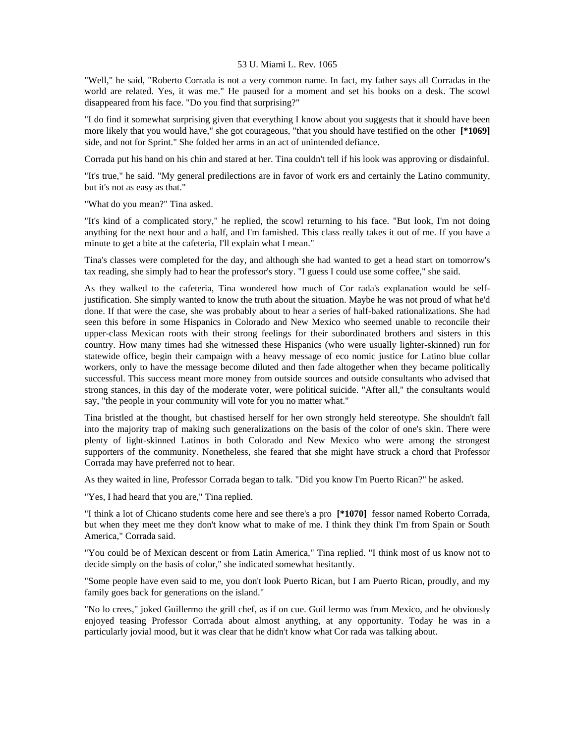"Well," he said, "Roberto Corrada is not a very common name. In fact, my father says all Corradas in the world are related. Yes, it was me." He paused for a moment and set his books on a desk. The scowl disappeared from his face. "Do you find that surprising?"

"I do find it somewhat surprising given that everything I know about you suggests that it should have been more likely that you would have," she got courageous, "that you should have testified on the other **[*1069]** side, and not for Sprint." She folded her arms in an act of unintended defiance.

Corrada put his hand on his chin and stared at her. Tina couldn't tell if his look was approving or disdainful.

"It's true," he said. "My general predilections are in favor of work ers and certainly the Latino community, but it's not as easy as that."

"What do you mean?" Tina asked.

"It's kind of a complicated story," he replied, the scowl returning to his face. "But look, I'm not doing anything for the next hour and a half, and I'm famished. This class really takes it out of me. If you have a minute to get a bite at the cafeteria, I'll explain what I mean."

Tina's classes were completed for the day, and although she had wanted to get a head start on tomorrow's tax reading, she simply had to hear the professor's story. "I guess I could use some coffee," she said.

As they walked to the cafeteria, Tina wondered how much of Cor rada's explanation would be self-justification. She simply wanted to know the truth about the situation. Maybe he was not proud of what he'd done. If that were the case, she was probably about to hear a series of half-baked rationalizations. She had seen this before in some Hispanics in Colorado and New Mexico who seemed unable to reconcile their upper-class Mexican roots with their strong feelings for their subordinated brothers and sisters in this country. How many times had she witnessed these Hispanics (who were usually lighter-skinned) run for statewide office, begin their campaign with a heavy message of eco nomic justice for Latino blue collar workers, only to have the message become diluted and then fade altogether when they became politically successful. This success meant more money from outside sources and outside consultants who advised that strong stances, in this day of the moderate voter, were political suicide. "After all," the consultants would say, "the people in your community will vote for you no matter what."

Tina bristled at the thought, but chastised herself for her own strongly held stereotype. She shouldn't fall into the majority trap of making such generalizations on the basis of the color of one's skin. There were plenty of light-skinned Latinos in both Colorado and New Mexico who were among the strongest supporters of the community. Nonetheless, she feared that she might have struck a chord that Professor Corrada may have preferred not to hear.

As they waited in line, Professor Corrada began to talk. "Did you know I'm Puerto Rican?" he asked.

"Yes, I had heard that you are," Tina replied.

"I think a lot of Chicano students come here and see there's a pro **[*1070]** fessor named Roberto Corrada, but when they meet me they don't know what to make of me. I think they think I'm from Spain or South America," Corrada said.

"You could be of Mexican descent or from Latin America," Tina replied. "I think most of us know not to decide simply on the basis of color," she indicated somewhat hesitantly.

"Some people have even said to me, you don't look Puerto Rican, but I am Puerto Rican, proudly, and my family goes back for generations on the island."

"No lo crees," joked Guillermo the grill chef, as if on cue. Guil lermo was from Mexico, and he obviously enjoyed teasing Professor Corrada about almost anything, at any opportunity. Today he was in a particularly jovial mood, but it was clear that he didn't know what Cor rada was talking about.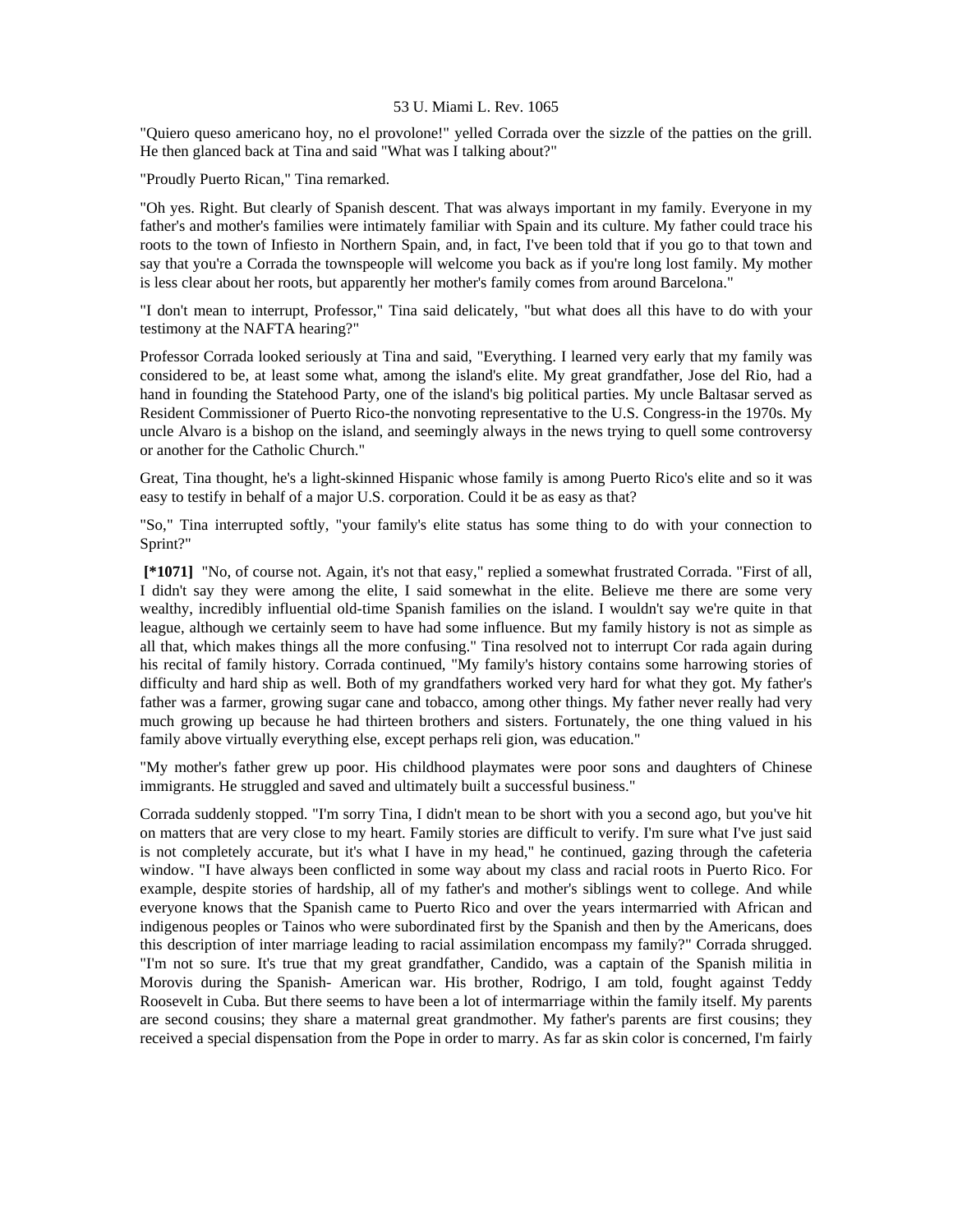"Quiero queso americano hoy, no el provolone!" yelled Corrada over the sizzle of the patties on the grill. He then glanced back at Tina and said "What was I talking about?"

"Proudly Puerto Rican," Tina remarked.

"Oh yes. Right. But clearly of Spanish descent. That was always important in my family. Everyone in my father's and mother's families were intimately familiar with Spain and its culture. My father could trace his roots to the town of Infiesto in Northern Spain, and, in fact, I've been told that if you go to that town and say that you're a Corrada the townspeople will welcome you back as if you're long lost family. My mother is less clear about her roots, but apparently her mother's family comes from around Barcelona."

"I don't mean to interrupt, Professor," Tina said delicately, "but what does all this have to do with your testimony at the NAFTA hearing?"

Professor Corrada looked seriously at Tina and said, "Everything. I learned very early that my family was considered to be, at least some what, among the island's elite. My great grandfather, Jose del Rio, had a hand in founding the Statehood Party, one of the island's big political parties. My uncle Baltasar served as Resident Commissioner of Puerto Rico-the nonvoting representative to the U.S. Congress-in the 1970s. My uncle Alvaro is a bishop on the island, and seemingly always in the news trying to quell some controversy or another for the Catholic Church."

Great, Tina thought, he's a light-skinned Hispanic whose family is among Puerto Rico's elite and so it was easy to testify in behalf of a major U.S. corporation. Could it be as easy as that?

"So," Tina interrupted softly, "your family's elite status has some thing to do with your connection to Sprint?"

**[*1071]** "No, of course not. Again, it's not that easy," replied a somewhat frustrated Corrada. "First of all, I didn't say they were among the elite, I said somewhat in the elite. Believe me there are some very wealthy, incredibly influential old-time Spanish families on the island. I wouldn't say we're quite in that league, although we certainly seem to have had some influence. But my family history is not as simple as all that, which makes things all the more confusing." Tina resolved not to interrupt Cor rada again during his recital of family history. Corrada continued, "My family's history contains some harrowing stories of difficulty and hard ship as well. Both of my grandfathers worked very hard for what they got. My father's father was a farmer, growing sugar cane and tobacco, among other things. My father never really had very much growing up because he had thirteen brothers and sisters. Fortunately, the one thing valued in his family above virtually everything else, except perhaps reli gion, was education."

"My mother's father grew up poor. His childhood playmates were poor sons and daughters of Chinese immigrants. He struggled and saved and ultimately built a successful business."

Corrada suddenly stopped. "I'm sorry Tina, I didn't mean to be short with you a second ago, but you've hit on matters that are very close to my heart. Family stories are difficult to verify. I'm sure what I've just said is not completely accurate, but it's what I have in my head," he continued, gazing through the cafeteria window. "I have always been conflicted in some way about my class and racial roots in Puerto Rico. For example, despite stories of hardship, all of my father's and mother's siblings went to college. And while everyone knows that the Spanish came to Puerto Rico and over the years intermarried with African and indigenous peoples or Tainos who were subordinated first by the Spanish and then by the Americans, does this description of inter marriage leading to racial assimilation encompass my family?" Corrada shrugged. "I'm not so sure. It's true that my great grandfather, Candido, was a captain of the Spanish militia in Morovis during the Spanish- American war. His brother, Rodrigo, I am told, fought against Teddy Roosevelt in Cuba. But there seems to have been a lot of intermarriage within the family itself. My parents are second cousins; they share a maternal great grandmother. My father's parents are first cousins; they received a special dispensation from the Pope in order to marry. As far as skin color is concerned, I'm fairly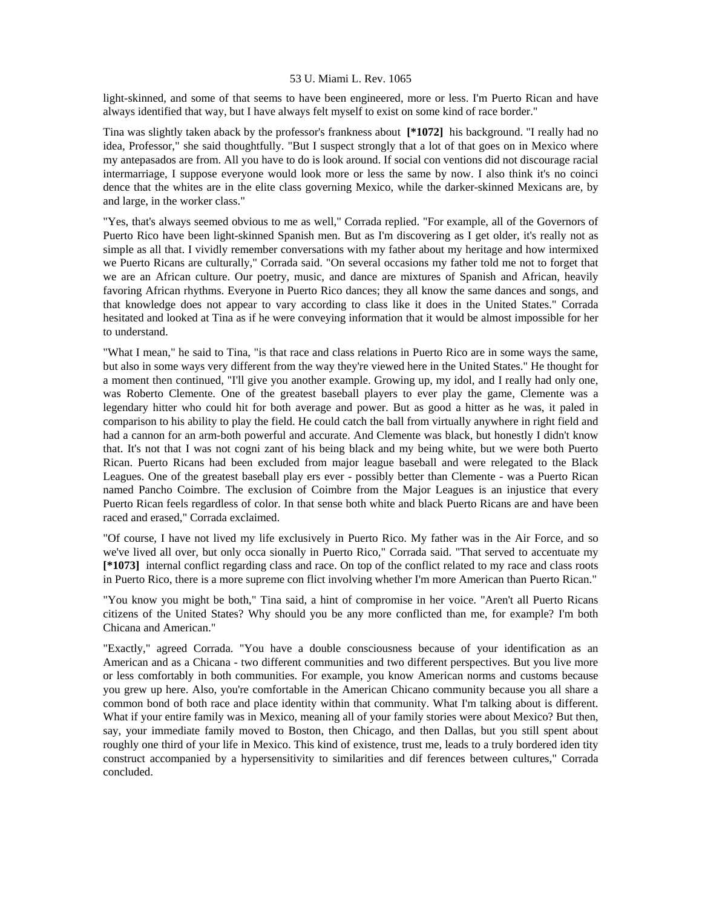light-skinned, and some of that seems to have been engineered, more or less. I'm Puerto Rican and have always identified that way, but I have always felt myself to exist on some kind of race border."

Tina was slightly taken aback by the professor's frankness about **[*1072]** his background. "I really had no idea, Professor," she said thoughtfully. "But I suspect strongly that a lot of that goes on in Mexico where my antepasados are from. All you have to do is look around. If social con ventions did not discourage racial intermarriage, I suppose everyone would look more or less the same by now. I also think it's no coinci dence that the whites are in the elite class governing Mexico, while the darker-skinned Mexicans are, by and large, in the worker class."

"Yes, that's always seemed obvious to me as well," Corrada replied. "For example, all of the Governors of Puerto Rico have been light-skinned Spanish men. But as I'm discovering as I get older, it's really not as simple as all that. I vividly remember conversations with my father about my heritage and how intermixed we Puerto Ricans are culturally," Corrada said. "On several occasions my father told me not to forget that we are an African culture. Our poetry, music, and dance are mixtures of Spanish and African, heavily favoring African rhythms. Everyone in Puerto Rico dances; they all know the same dances and songs, and that knowledge does not appear to vary according to class like it does in the United States." Corrada hesitated and looked at Tina as if he were conveying information that it would be almost impossible for her to understand.

"What I mean," he said to Tina, "is that race and class relations in Puerto Rico are in some ways the same, but also in some ways very different from the way they're viewed here in the United States." He thought for a moment then continued, "I'll give you another example. Growing up, my idol, and I really had only one, was Roberto Clemente. One of the greatest baseball players to ever play the game, Clemente was a legendary hitter who could hit for both average and power. But as good a hitter as he was, it paled in comparison to his ability to play the field. He could catch the ball from virtually anywhere in right field and had a cannon for an arm-both powerful and accurate. And Clemente was black, but honestly I didn't know that. It's not that I was not cogni zant of his being black and my being white, but we were both Puerto Rican. Puerto Ricans had been excluded from major league baseball and were relegated to the Black Leagues. One of the greatest baseball play ers ever - possibly better than Clemente - was a Puerto Rican named Pancho Coimbre. The exclusion of Coimbre from the Major Leagues is an injustice that every Puerto Rican feels regardless of color. In that sense both white and black Puerto Ricans are and have been raced and erased," Corrada exclaimed.

"Of course, I have not lived my life exclusively in Puerto Rico. My father was in the Air Force, and so we've lived all over, but only occa sionally in Puerto Rico," Corrada said. "That served to accentuate my **[*1073]** internal conflict regarding class and race. On top of the conflict related to my race and class roots in Puerto Rico, there is a more supreme con flict involving whether I'm more American than Puerto Rican."

"You know you might be both," Tina said, a hint of compromise in her voice. "Aren't all Puerto Ricans citizens of the United States? Why should you be any more conflicted than me, for example? I'm both Chicana and American."

"Exactly," agreed Corrada. "You have a double consciousness because of your identification as an American and as a Chicana - two different communities and two different perspectives. But you live more or less comfortably in both communities. For example, you know American norms and customs because you grew up here. Also, you're comfortable in the American Chicano community because you all share a common bond of both race and place identity within that community. What I'm talking about is different. What if your entire family was in Mexico, meaning all of your family stories were about Mexico? But then, say, your immediate family moved to Boston, then Chicago, and then Dallas, but you still spent about roughly one third of your life in Mexico. This kind of existence, trust me, leads to a truly bordered iden tity construct accompanied by a hypersensitivity to similarities and dif ferences between cultures," Corrada concluded.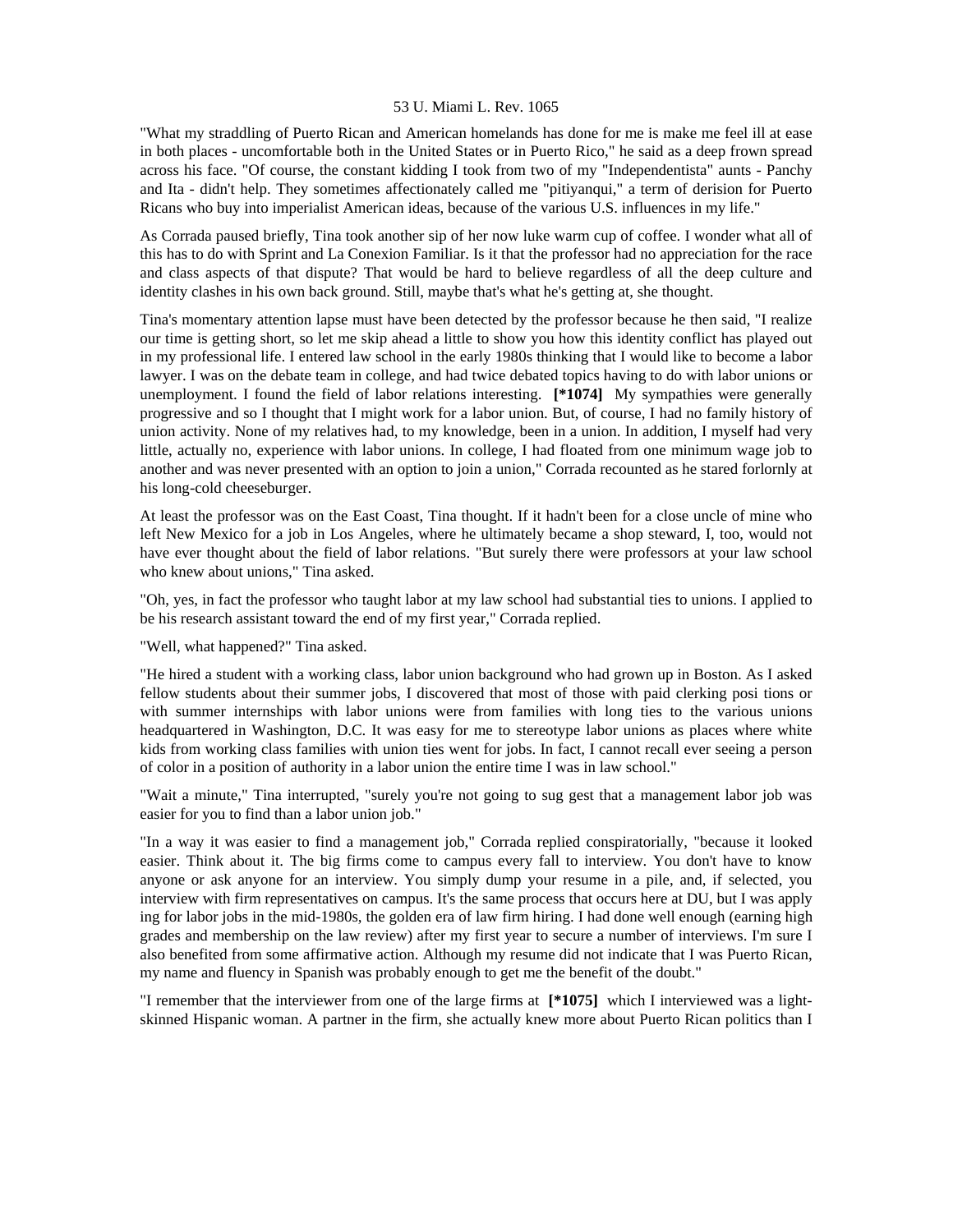"What my straddling of Puerto Rican and American homelands has done for me is make me feel ill at ease in both places - uncomfortable both in the United States or in Puerto Rico," he said as a deep frown spread across his face. "Of course, the constant kidding I took from two of my "Independentista" aunts - Panchy and Ita - didn't help. They sometimes affectionately called me "pitiyanqui," a term of derision for Puerto Ricans who buy into imperialist American ideas, because of the various U.S. influences in my life."

As Corrada paused briefly, Tina took another sip of her now luke warm cup of coffee. I wonder what all of this has to do with Sprint and La Conexion Familiar. Is it that the professor had no appreciation for the race and class aspects of that dispute? That would be hard to believe regardless of all the deep culture and identity clashes in his own back ground. Still, maybe that's what he's getting at, she thought.

Tina's momentary attention lapse must have been detected by the professor because he then said, "I realize our time is getting short, so let me skip ahead a little to show you how this identity conflict has played out in my professional life. I entered law school in the early 1980s thinking that I would like to become a labor lawyer. I was on the debate team in college, and had twice debated topics having to do with labor unions or unemployment. I found the field of labor relations interesting. **[*1074]** My sympathies were generally progressive and so I thought that I might work for a labor union. But, of course, I had no family history of union activity. None of my relatives had, to my knowledge, been in a union. In addition, I myself had very little, actually no, experience with labor unions. In college, I had floated from one minimum wage job to another and was never presented with an option to join a union," Corrada recounted as he stared forlornly at his long-cold cheeseburger.

At least the professor was on the East Coast, Tina thought. If it hadn't been for a close uncle of mine who left New Mexico for a job in Los Angeles, where he ultimately became a shop steward, I, too, would not have ever thought about the field of labor relations. "But surely there were professors at your law school who knew about unions," Tina asked.

"Oh, yes, in fact the professor who taught labor at my law school had substantial ties to unions. I applied to be his research assistant toward the end of my first year," Corrada replied.

"Well, what happened?" Tina asked.

"He hired a student with a working class, labor union background who had grown up in Boston. As I asked fellow students about their summer jobs, I discovered that most of those with paid clerking posi tions or with summer internships with labor unions were from families with long ties to the various unions headquartered in Washington, D.C. It was easy for me to stereotype labor unions as places where white kids from working class families with union ties went for jobs. In fact, I cannot recall ever seeing a person of color in a position of authority in a labor union the entire time I was in law school."

"Wait a minute," Tina interrupted, "surely you're not going to sug gest that a management labor job was easier for you to find than a labor union job."

"In a way it was easier to find a management job," Corrada replied conspiratorially, "because it looked easier. Think about it. The big firms come to campus every fall to interview. You don't have to know anyone or ask anyone for an interview. You simply dump your resume in a pile, and, if selected, you interview with firm representatives on campus. It's the same process that occurs here at DU, but I was apply ing for labor jobs in the mid-1980s, the golden era of law firm hiring. I had done well enough (earning high grades and membership on the law review) after my first year to secure a number of interviews. I'm sure I also benefited from some affirmative action. Although my resume did not indicate that I was Puerto Rican, my name and fluency in Spanish was probably enough to get me the benefit of the doubt."

"I remember that the interviewer from one of the large firms at **[*1075]** which I interviewed was a light-skinned Hispanic woman. A partner in the firm, she actually knew more about Puerto Rican politics than I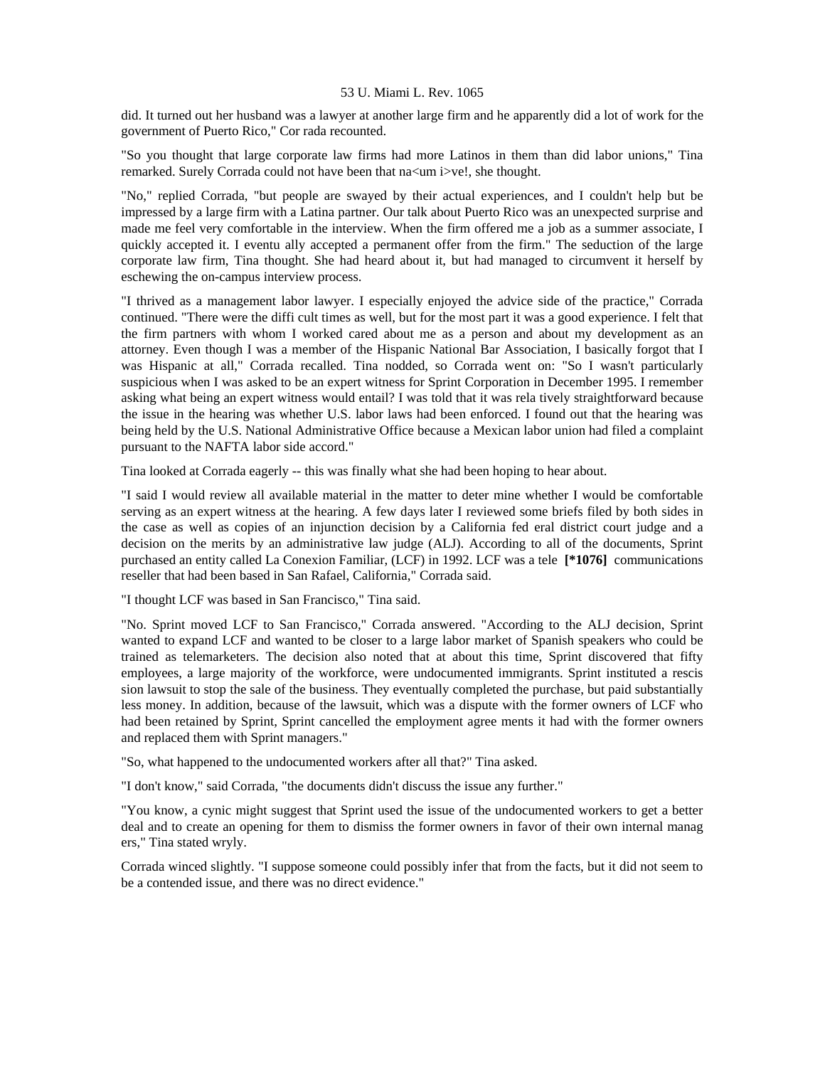did. It turned out her husband was a lawyer at another large firm and he apparently did a lot of work for the government of Puerto Rico," Cor rada recounted.

"So you thought that large corporate law firms had more Latinos in them than did labor unions," Tina remarked. Surely Corrada could not have been that na<um i>ve!, she thought.

"No," replied Corrada, "but people are swayed by their actual experiences, and I couldn't help but be impressed by a large firm with a Latina partner. Our talk about Puerto Rico was an unexpected surprise and made me feel very comfortable in the interview. When the firm offered me a job as a summer associate, I quickly accepted it. I eventu ally accepted a permanent offer from the firm." The seduction of the large corporate law firm, Tina thought. She had heard about it, but had managed to circumvent it herself by eschewing the on-campus interview process.

"I thrived as a management labor lawyer. I especially enjoyed the advice side of the practice," Corrada continued. "There were the diffi cult times as well, but for the most part it was a good experience. I felt that the firm partners with whom I worked cared about me as a person and about my development as an attorney. Even though I was a member of the Hispanic National Bar Association, I basically forgot that I was Hispanic at all," Corrada recalled. Tina nodded, so Corrada went on: "So I wasn't particularly suspicious when I was asked to be an expert witness for Sprint Corporation in December 1995. I remember asking what being an expert witness would entail? I was told that it was rela tively straightforward because the issue in the hearing was whether U.S. labor laws had been enforced. I found out that the hearing was being held by the U.S. National Administrative Office because a Mexican labor union had filed a complaint pursuant to the NAFTA labor side accord."

Tina looked at Corrada eagerly -- this was finally what she had been hoping to hear about.

"I said I would review all available material in the matter to deter mine whether I would be comfortable serving as an expert witness at the hearing. A few days later I reviewed some briefs filed by both sides in the case as well as copies of an injunction decision by a California fed eral district court judge and a decision on the merits by an administrative law judge (ALJ). According to all of the documents, Sprint purchased an entity called La Conexion Familiar, (LCF) in 1992. LCF was a tele **[*1076]** communications reseller that had been based in San Rafael, California," Corrada said.

"I thought LCF was based in San Francisco," Tina said.

"No. Sprint moved LCF to San Francisco," Corrada answered. "According to the ALJ decision, Sprint wanted to expand LCF and wanted to be closer to a large labor market of Spanish speakers who could be trained as telemarketers. The decision also noted that at about this time, Sprint discovered that fifty employees, a large majority of the workforce, were undocumented immigrants. Sprint instituted a rescis sion lawsuit to stop the sale of the business. They eventually completed the purchase, but paid substantially less money. In addition, because of the lawsuit, which was a dispute with the former owners of LCF who had been retained by Sprint, Sprint cancelled the employment agree ments it had with the former owners and replaced them with Sprint managers."

"So, what happened to the undocumented workers after all that?" Tina asked.

"I don't know," said Corrada, "the documents didn't discuss the issue any further."

"You know, a cynic might suggest that Sprint used the issue of the undocumented workers to get a better deal and to create an opening for them to dismiss the former owners in favor of their own internal manag ers," Tina stated wryly.

Corrada winced slightly. "I suppose someone could possibly infer that from the facts, but it did not seem to be a contended issue, and there was no direct evidence."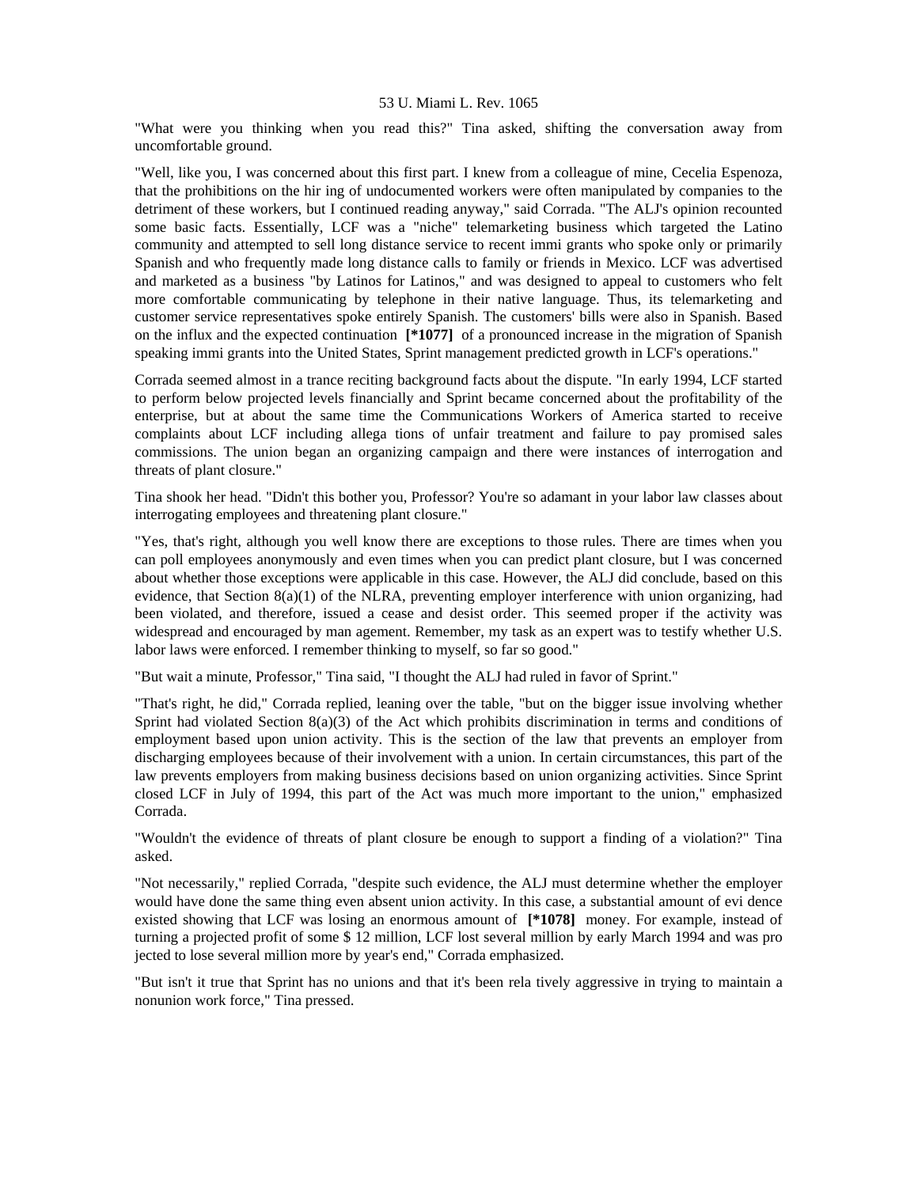"What were you thinking when you read this?" Tina asked, shifting the conversation away from uncomfortable ground.

"Well, like you, I was concerned about this first part. I knew from a colleague of mine, Cecelia Espenoza, that the prohibitions on the hir ing of undocumented workers were often manipulated by companies to the detriment of these workers, but I continued reading anyway," said Corrada. "The ALJ's opinion recounted some basic facts. Essentially, LCF was a "niche" telemarketing business which targeted the Latino community and attempted to sell long distance service to recent immi grants who spoke only or primarily Spanish and who frequently made long distance calls to family or friends in Mexico. LCF was advertised and marketed as a business "by Latinos for Latinos," and was designed to appeal to customers who felt more comfortable communicating by telephone in their native language. Thus, its telemarketing and customer service representatives spoke entirely Spanish. The customers' bills were also in Spanish. Based on the influx and the expected continuation **[*1077]** of a pronounced increase in the migration of Spanish speaking immi grants into the United States, Sprint management predicted growth in LCF's operations."

Corrada seemed almost in a trance reciting background facts about the dispute. "In early 1994, LCF started to perform below projected levels financially and Sprint became concerned about the profitability of the enterprise, but at about the same time the Communications Workers of America started to receive complaints about LCF including allega tions of unfair treatment and failure to pay promised sales commissions. The union began an organizing campaign and there were instances of interrogation and threats of plant closure."

Tina shook her head. "Didn't this bother you, Professor? You're so adamant in your labor law classes about interrogating employees and threatening plant closure."

"Yes, that's right, although you well know there are exceptions to those rules. There are times when you can poll employees anonymously and even times when you can predict plant closure, but I was concerned about whether those exceptions were applicable in this case. However, the ALJ did conclude, based on this evidence, that Section 8(a)(1) of the NLRA, preventing employer interference with union organizing, had been violated, and therefore, issued a cease and desist order. This seemed proper if the activity was widespread and encouraged by man agement. Remember, my task as an expert was to testify whether U.S. labor laws were enforced. I remember thinking to myself, so far so good."

"But wait a minute, Professor," Tina said, "I thought the ALJ had ruled in favor of Sprint."

"That's right, he did," Corrada replied, leaning over the table, "but on the bigger issue involving whether Sprint had violated Section 8(a)(3) of the Act which prohibits discrimination in terms and conditions of employment based upon union activity. This is the section of the law that prevents an employer from discharging employees because of their involvement with a union. In certain circumstances, this part of the law prevents employers from making business decisions based on union organizing activities. Since Sprint closed LCF in July of 1994, this part of the Act was much more important to the union," emphasized Corrada.

"Wouldn't the evidence of threats of plant closure be enough to support a finding of a violation?" Tina asked.

"Not necessarily," replied Corrada, "despite such evidence, the ALJ must determine whether the employer would have done the same thing even absent union activity. In this case, a substantial amount of evi dence existed showing that LCF was losing an enormous amount of **[*1078]** money. For example, instead of turning a projected profit of some $ 12 million, LCF lost several million by early March 1994 and was pro jected to lose several million more by year's end," Corrada emphasized.

"But isn't it true that Sprint has no unions and that it's been rela tively aggressive in trying to maintain a nonunion work force," Tina pressed.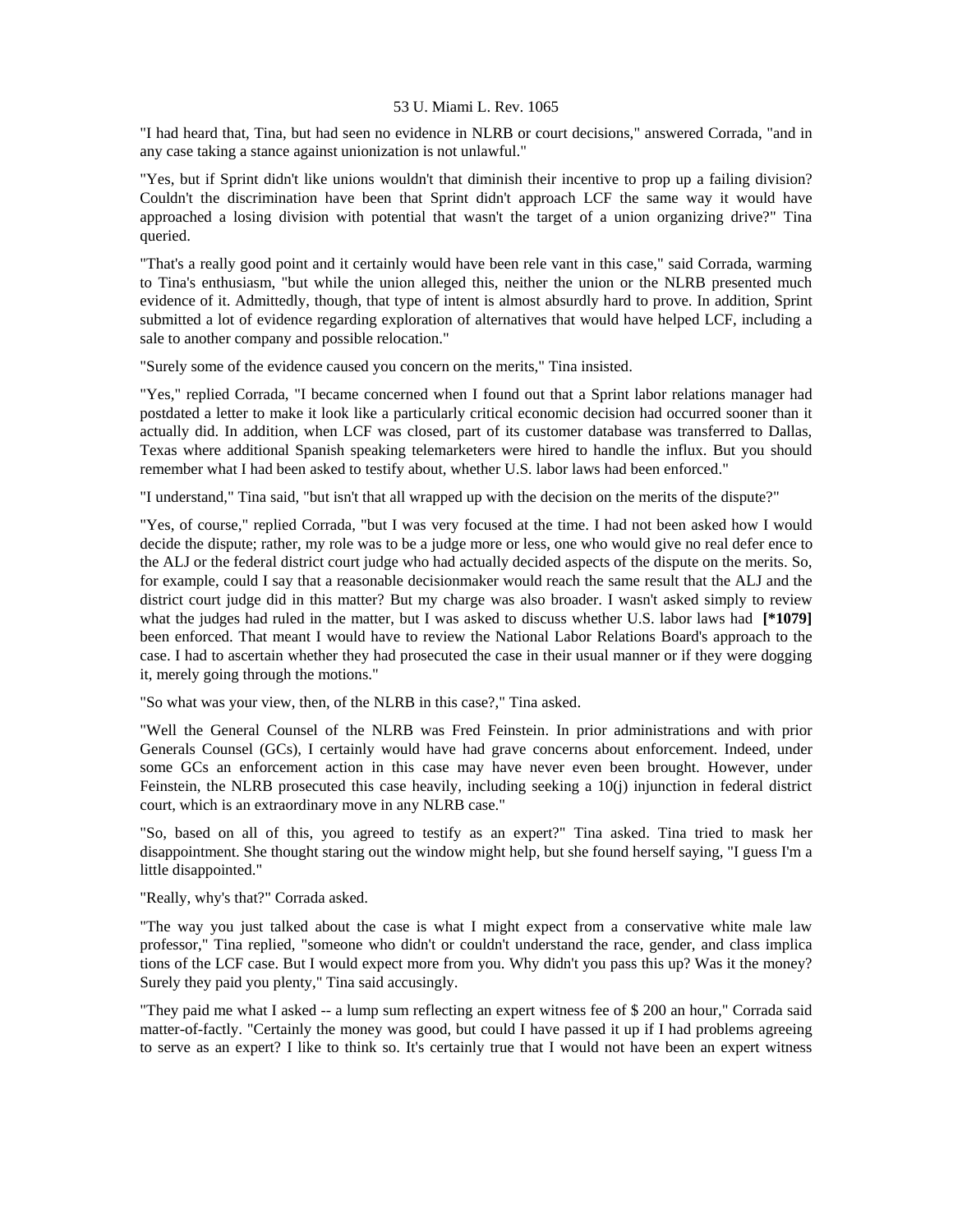"I had heard that, Tina, but had seen no evidence in NLRB or court decisions," answered Corrada, "and in any case taking a stance against unionization is not unlawful."

"Yes, but if Sprint didn't like unions wouldn't that diminish their incentive to prop up a failing division? Couldn't the discrimination have been that Sprint didn't approach LCF the same way it would have approached a losing division with potential that wasn't the target of a union organizing drive?" Tina queried.

"That's a really good point and it certainly would have been rele vant in this case," said Corrada, warming to Tina's enthusiasm, "but while the union alleged this, neither the union or the NLRB presented much evidence of it. Admittedly, though, that type of intent is almost absurdly hard to prove. In addition, Sprint submitted a lot of evidence regarding exploration of alternatives that would have helped LCF, including a sale to another company and possible relocation."

"Surely some of the evidence caused you concern on the merits," Tina insisted.

"Yes," replied Corrada, "I became concerned when I found out that a Sprint labor relations manager had postdated a letter to make it look like a particularly critical economic decision had occurred sooner than it actually did. In addition, when LCF was closed, part of its customer database was transferred to Dallas, Texas where additional Spanish speaking telemarketers were hired to handle the influx. But you should remember what I had been asked to testify about, whether U.S. labor laws had been enforced."

"I understand," Tina said, "but isn't that all wrapped up with the decision on the merits of the dispute?"

"Yes, of course," replied Corrada, "but I was very focused at the time. I had not been asked how I would decide the dispute; rather, my role was to be a judge more or less, one who would give no real defer ence to the ALJ or the federal district court judge who had actually decided aspects of the dispute on the merits. So, for example, could I say that a reasonable decisionmaker would reach the same result that the ALJ and the district court judge did in this matter? But my charge was also broader. I wasn't asked simply to review what the judges had ruled in the matter, but I was asked to discuss whether U.S. labor laws had **[*1079]** been enforced. That meant I would have to review the National Labor Relations Board's approach to the case. I had to ascertain whether they had prosecuted the case in their usual manner or if they were dogging it, merely going through the motions."

"So what was your view, then, of the NLRB in this case?," Tina asked.

"Well the General Counsel of the NLRB was Fred Feinstein. In prior administrations and with prior Generals Counsel (GCs), I certainly would have had grave concerns about enforcement. Indeed, under some GCs an enforcement action in this case may have never even been brought. However, under Feinstein, the NLRB prosecuted this case heavily, including seeking a 10(j) injunction in federal district court, which is an extraordinary move in any NLRB case."

"So, based on all of this, you agreed to testify as an expert?" Tina asked. Tina tried to mask her disappointment. She thought staring out the window might help, but she found herself saying, "I guess I'm a little disappointed."

"Really, why's that?" Corrada asked.

"The way you just talked about the case is what I might expect from a conservative white male law professor," Tina replied, "someone who didn't or couldn't understand the race, gender, and class implica tions of the LCF case. But I would expect more from you. Why didn't you pass this up? Was it the money? Surely they paid you plenty," Tina said accusingly.

"They paid me what I asked -- a lump sum reflecting an expert witness fee of $ 200 an hour," Corrada said matter-of-factly. "Certainly the money was good, but could I have passed it up if I had problems agreeing to serve as an expert? I like to think so. It's certainly true that I would not have been an expert witness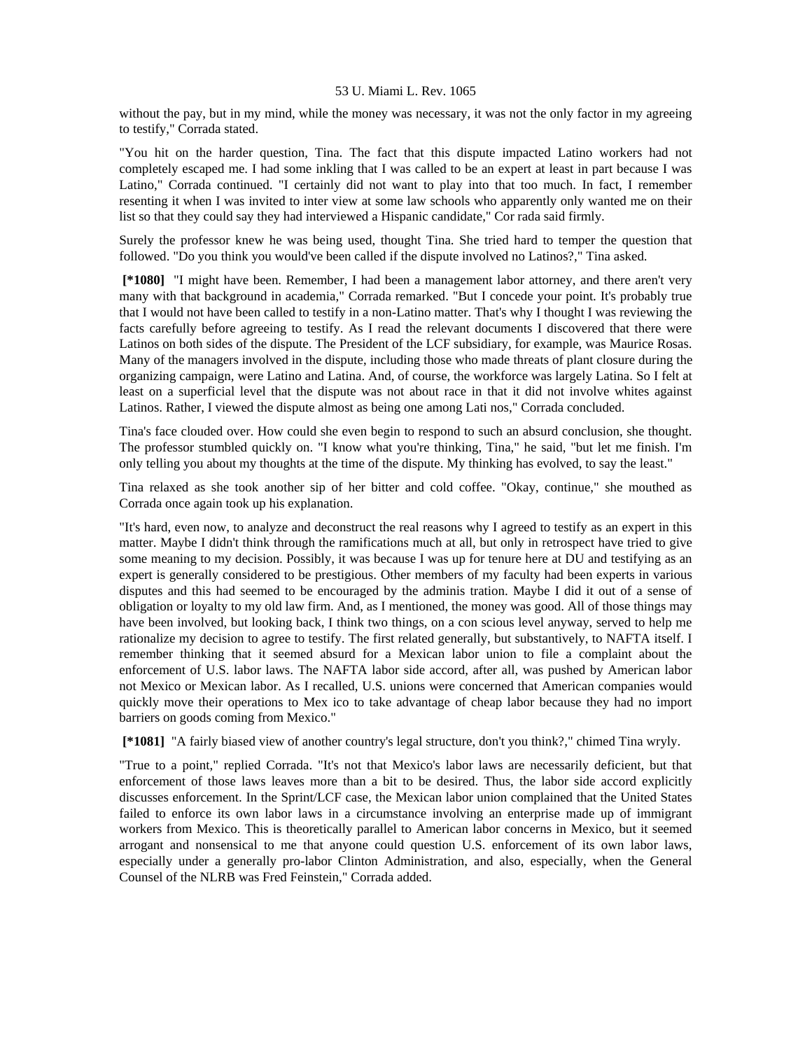without the pay, but in my mind, while the money was necessary, it was not the only factor in my agreeing to testify," Corrada stated.

"You hit on the harder question, Tina. The fact that this dispute impacted Latino workers had not completely escaped me. I had some inkling that I was called to be an expert at least in part because I was Latino," Corrada continued. "I certainly did not want to play into that too much. In fact, I remember resenting it when I was invited to inter view at some law schools who apparently only wanted me on their list so that they could say they had interviewed a Hispanic candidate," Cor rada said firmly.

Surely the professor knew he was being used, thought Tina. She tried hard to temper the question that followed. "Do you think you would've been called if the dispute involved no Latinos?," Tina asked.

**[*1080]** "I might have been. Remember, I had been a management labor attorney, and there aren't very many with that background in academia," Corrada remarked. "But I concede your point. It's probably true that I would not have been called to testify in a non-Latino matter. That's why I thought I was reviewing the facts carefully before agreeing to testify. As I read the relevant documents I discovered that there were Latinos on both sides of the dispute. The President of the LCF subsidiary, for example, was Maurice Rosas. Many of the managers involved in the dispute, including those who made threats of plant closure during the organizing campaign, were Latino and Latina. And, of course, the workforce was largely Latina. So I felt at least on a superficial level that the dispute was not about race in that it did not involve whites against Latinos. Rather, I viewed the dispute almost as being one among Lati nos," Corrada concluded.

Tina's face clouded over. How could she even begin to respond to such an absurd conclusion, she thought. The professor stumbled quickly on. "I know what you're thinking, Tina," he said, "but let me finish. I'm only telling you about my thoughts at the time of the dispute. My thinking has evolved, to say the least."

Tina relaxed as she took another sip of her bitter and cold coffee. "Okay, continue," she mouthed as Corrada once again took up his explanation.

"It's hard, even now, to analyze and deconstruct the real reasons why I agreed to testify as an expert in this matter. Maybe I didn't think through the ramifications much at all, but only in retrospect have tried to give some meaning to my decision. Possibly, it was because I was up for tenure here at DU and testifying as an expert is generally considered to be prestigious. Other members of my faculty had been experts in various disputes and this had seemed to be encouraged by the adminis tration. Maybe I did it out of a sense of obligation or loyalty to my old law firm. And, as I mentioned, the money was good. All of those things may have been involved, but looking back, I think two things, on a con scious level anyway, served to help me rationalize my decision to agree to testify. The first related generally, but substantively, to NAFTA itself. I remember thinking that it seemed absurd for a Mexican labor union to file a complaint about the enforcement of U.S. labor laws. The NAFTA labor side accord, after all, was pushed by American labor not Mexico or Mexican labor. As I recalled, U.S. unions were concerned that American companies would quickly move their operations to Mex ico to take advantage of cheap labor because they had no import barriers on goods coming from Mexico."

**[*1081]** "A fairly biased view of another country's legal structure, don't you think?," chimed Tina wryly.

"True to a point," replied Corrada. "It's not that Mexico's labor laws are necessarily deficient, but that enforcement of those laws leaves more than a bit to be desired. Thus, the labor side accord explicitly discusses enforcement. In the Sprint/LCF case, the Mexican labor union complained that the United States failed to enforce its own labor laws in a circumstance involving an enterprise made up of immigrant workers from Mexico. This is theoretically parallel to American labor concerns in Mexico, but it seemed arrogant and nonsensical to me that anyone could question U.S. enforcement of its own labor laws, especially under a generally pro-labor Clinton Administration, and also, especially, when the General Counsel of the NLRB was Fred Feinstein," Corrada added.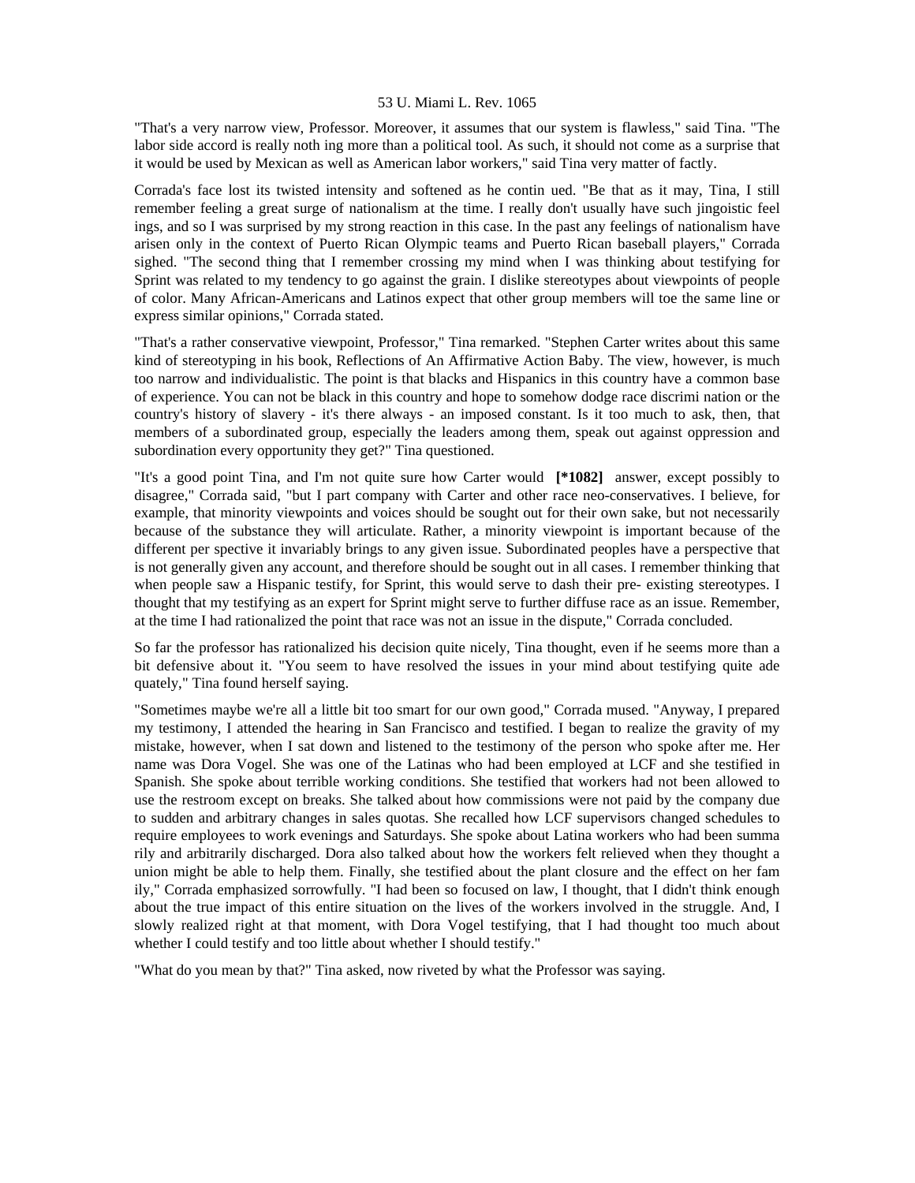"That's a very narrow view, Professor. Moreover, it assumes that our system is flawless," said Tina. "The labor side accord is really noth ing more than a political tool. As such, it should not come as a surprise that it would be used by Mexican as well as American labor workers," said Tina very matter of factly.

Corrada's face lost its twisted intensity and softened as he contin ued. "Be that as it may, Tina, I still remember feeling a great surge of nationalism at the time. I really don't usually have such jingoistic feel ings, and so I was surprised by my strong reaction in this case. In the past any feelings of nationalism have arisen only in the context of Puerto Rican Olympic teams and Puerto Rican baseball players," Corrada sighed. "The second thing that I remember crossing my mind when I was thinking about testifying for Sprint was related to my tendency to go against the grain. I dislike stereotypes about viewpoints of people of color. Many African-Americans and Latinos expect that other group members will toe the same line or express similar opinions," Corrada stated.

"That's a rather conservative viewpoint, Professor," Tina remarked. "Stephen Carter writes about this same kind of stereotyping in his book, Reflections of An Affirmative Action Baby. The view, however, is much too narrow and individualistic. The point is that blacks and Hispanics in this country have a common base of experience. You can not be black in this country and hope to somehow dodge race discrimi nation or the country's history of slavery - it's there always - an imposed constant. Is it too much to ask, then, that members of a subordinated group, especially the leaders among them, speak out against oppression and subordination every opportunity they get?" Tina questioned.

"It's a good point Tina, and I'm not quite sure how Carter would **[*1082]** answer, except possibly to disagree," Corrada said, "but I part company with Carter and other race neo-conservatives. I believe, for example, that minority viewpoints and voices should be sought out for their own sake, but not necessarily because of the substance they will articulate. Rather, a minority viewpoint is important because of the different per spective it invariably brings to any given issue. Subordinated peoples have a perspective that is not generally given any account, and therefore should be sought out in all cases. I remember thinking that when people saw a Hispanic testify, for Sprint, this would serve to dash their pre- existing stereotypes. I thought that my testifying as an expert for Sprint might serve to further diffuse race as an issue. Remember, at the time I had rationalized the point that race was not an issue in the dispute," Corrada concluded.

So far the professor has rationalized his decision quite nicely, Tina thought, even if he seems more than a bit defensive about it. "You seem to have resolved the issues in your mind about testifying quite ade quately," Tina found herself saying.

"Sometimes maybe we're all a little bit too smart for our own good," Corrada mused. "Anyway, I prepared my testimony, I attended the hearing in San Francisco and testified. I began to realize the gravity of my mistake, however, when I sat down and listened to the testimony of the person who spoke after me. Her name was Dora Vogel. She was one of the Latinas who had been employed at LCF and she testified in Spanish. She spoke about terrible working conditions. She testified that workers had not been allowed to use the restroom except on breaks. She talked about how commissions were not paid by the company due to sudden and arbitrary changes in sales quotas. She recalled how LCF supervisors changed schedules to require employees to work evenings and Saturdays. She spoke about Latina workers who had been summa rily and arbitrarily discharged. Dora also talked about how the workers felt relieved when they thought a union might be able to help them. Finally, she testified about the plant closure and the effect on her fam ily," Corrada emphasized sorrowfully. "I had been so focused on law, I thought, that I didn't think enough about the true impact of this entire situation on the lives of the workers involved in the struggle. And, I slowly realized right at that moment, with Dora Vogel testifying, that I had thought too much about whether I could testify and too little about whether I should testify."

"What do you mean by that?" Tina asked, now riveted by what the Professor was saying.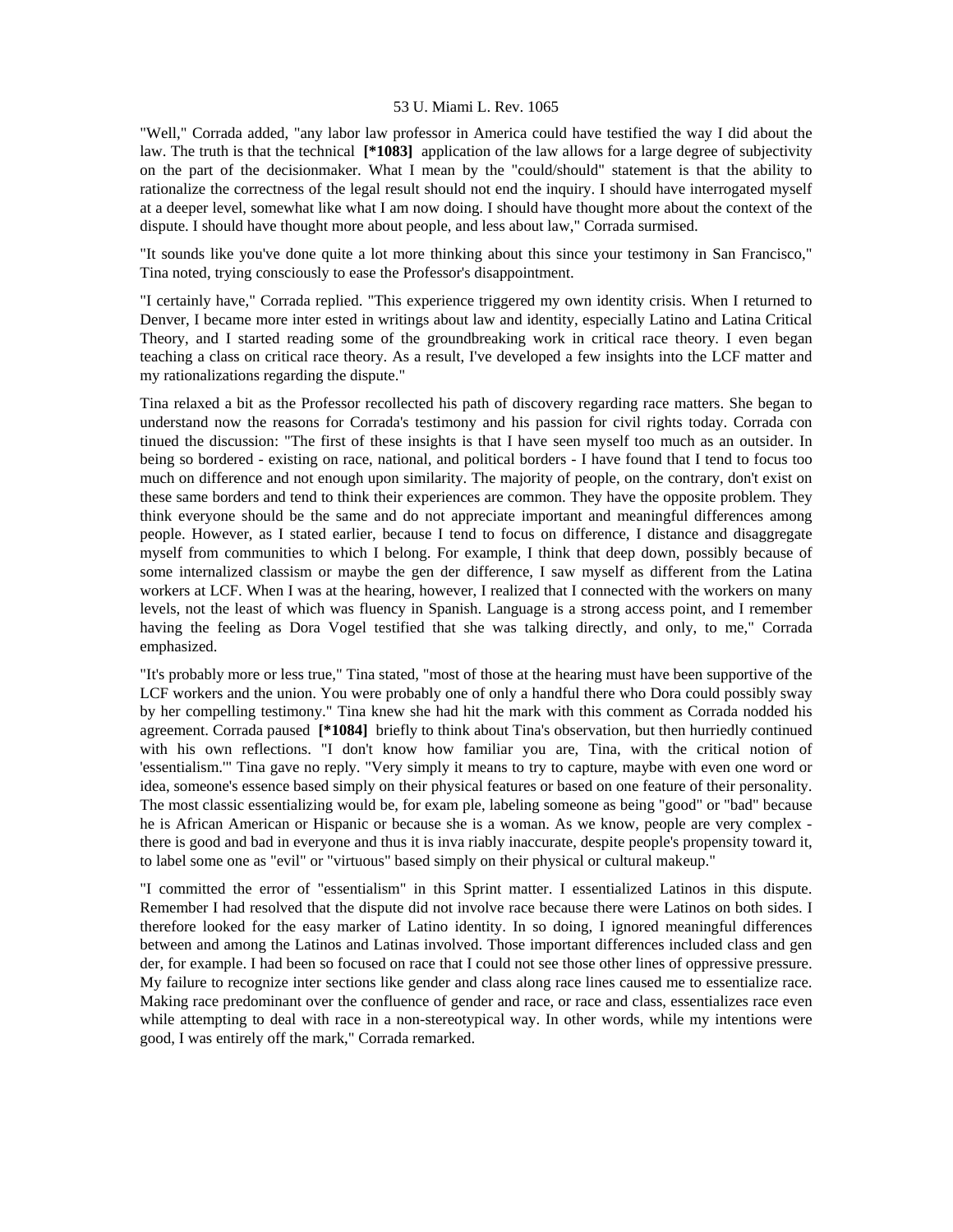"Well," Corrada added, "any labor law professor in America could have testified the way I did about the law. The truth is that the technical **[*1083]** application of the law allows for a large degree of subjectivity on the part of the decisionmaker. What I mean by the "could/should" statement is that the ability to rationalize the correctness of the legal result should not end the inquiry. I should have interrogated myself at a deeper level, somewhat like what I am now doing. I should have thought more about the context of the dispute. I should have thought more about people, and less about law," Corrada surmised.

"It sounds like you've done quite a lot more thinking about this since your testimony in San Francisco," Tina noted, trying consciously to ease the Professor's disappointment.

"I certainly have," Corrada replied. "This experience triggered my own identity crisis. When I returned to Denver, I became more inter ested in writings about law and identity, especially Latino and Latina Critical Theory, and I started reading some of the groundbreaking work in critical race theory. I even began teaching a class on critical race theory. As a result, I've developed a few insights into the LCF matter and my rationalizations regarding the dispute."

Tina relaxed a bit as the Professor recollected his path of discovery regarding race matters. She began to understand now the reasons for Corrada's testimony and his passion for civil rights today. Corrada con tinued the discussion: "The first of these insights is that I have seen myself too much as an outsider. In being so bordered - existing on race, national, and political borders - I have found that I tend to focus too much on difference and not enough upon similarity. The majority of people, on the contrary, don't exist on these same borders and tend to think their experiences are common. They have the opposite problem. They think everyone should be the same and do not appreciate important and meaningful differences among people. However, as I stated earlier, because I tend to focus on difference, I distance and disaggregate myself from communities to which I belong. For example, I think that deep down, possibly because of some internalized classism or maybe the gen der difference, I saw myself as different from the Latina workers at LCF. When I was at the hearing, however, I realized that I connected with the workers on many levels, not the least of which was fluency in Spanish. Language is a strong access point, and I remember having the feeling as Dora Vogel testified that she was talking directly, and only, to me," Corrada emphasized.

"It's probably more or less true," Tina stated, "most of those at the hearing must have been supportive of the LCF workers and the union. You were probably one of only a handful there who Dora could possibly sway by her compelling testimony." Tina knew she had hit the mark with this comment as Corrada nodded his agreement. Corrada paused **[*1084]** briefly to think about Tina's observation, but then hurriedly continued with his own reflections. "I don't know how familiar you are, Tina, with the critical notion of 'essentialism.'" Tina gave no reply. "Very simply it means to try to capture, maybe with even one word or idea, someone's essence based simply on their physical features or based on one feature of their personality. The most classic essentializing would be, for exam ple, labeling someone as being "good" or "bad" because he is African American or Hispanic or because she is a woman. As we know, people are very complex - there is good and bad in everyone and thus it is inva riably inaccurate, despite people's propensity toward it, to label some one as "evil" or "virtuous" based simply on their physical or cultural makeup."

"I committed the error of "essentialism" in this Sprint matter. I essentialized Latinos in this dispute. Remember I had resolved that the dispute did not involve race because there were Latinos on both sides. I therefore looked for the easy marker of Latino identity. In so doing, I ignored meaningful differences between and among the Latinos and Latinas involved. Those important differences included class and gen der, for example. I had been so focused on race that I could not see those other lines of oppressive pressure. My failure to recognize inter sections like gender and class along race lines caused me to essentialize race. Making race predominant over the confluence of gender and race, or race and class, essentializes race even while attempting to deal with race in a non-stereotypical way. In other words, while my intentions were good, I was entirely off the mark," Corrada remarked.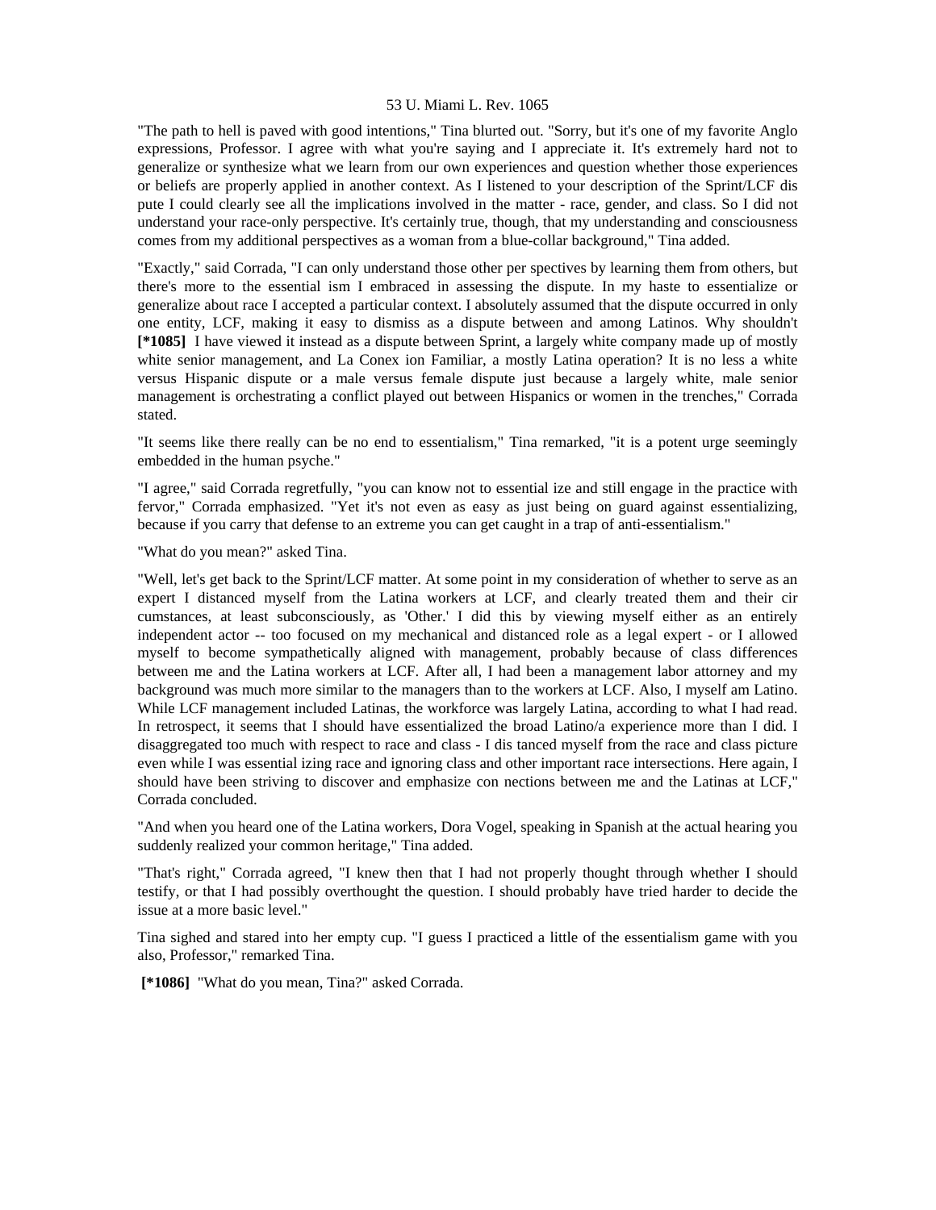"The path to hell is paved with good intentions," Tina blurted out. "Sorry, but it's one of my favorite Anglo expressions, Professor. I agree with what you're saying and I appreciate it. It's extremely hard not to generalize or synthesize what we learn from our own experiences and question whether those experiences or beliefs are properly applied in another context. As I listened to your description of the Sprint/LCF dis pute I could clearly see all the implications involved in the matter - race, gender, and class. So I did not understand your race-only perspective. It's certainly true, though, that my understanding and consciousness comes from my additional perspectives as a woman from a blue-collar background," Tina added.

"Exactly," said Corrada, "I can only understand those other per spectives by learning them from others, but there's more to the essential ism I embraced in assessing the dispute. In my haste to essentialize or generalize about race I accepted a particular context. I absolutely assumed that the dispute occurred in only one entity, LCF, making it easy to dismiss as a dispute between and among Latinos. Why shouldn't **[*1085]** I have viewed it instead as a dispute between Sprint, a largely white company made up of mostly white senior management, and La Conex ion Familiar, a mostly Latina operation? It is no less a white versus Hispanic dispute or a male versus female dispute just because a largely white, male senior management is orchestrating a conflict played out between Hispanics or women in the trenches," Corrada stated.

"It seems like there really can be no end to essentialism," Tina remarked, "it is a potent urge seemingly embedded in the human psyche."

"I agree," said Corrada regretfully, "you can know not to essential ize and still engage in the practice with fervor," Corrada emphasized. "Yet it's not even as easy as just being on guard against essentializing, because if you carry that defense to an extreme you can get caught in a trap of anti-essentialism."

"What do you mean?" asked Tina.

"Well, let's get back to the Sprint/LCF matter. At some point in my consideration of whether to serve as an expert I distanced myself from the Latina workers at LCF, and clearly treated them and their cir cumstances, at least subconsciously, as 'Other.' I did this by viewing myself either as an entirely independent actor -- too focused on my mechanical and distanced role as a legal expert - or I allowed myself to become sympathetically aligned with management, probably because of class differences between me and the Latina workers at LCF. After all, I had been a management labor attorney and my background was much more similar to the managers than to the workers at LCF. Also, I myself am Latino. While LCF management included Latinas, the workforce was largely Latina, according to what I had read. In retrospect, it seems that I should have essentialized the broad Latino/a experience more than I did. I disaggregated too much with respect to race and class - I dis tanced myself from the race and class picture even while I was essential izing race and ignoring class and other important race intersections. Here again, I should have been striving to discover and emphasize con nections between me and the Latinas at LCF," Corrada concluded.

"And when you heard one of the Latina workers, Dora Vogel, speaking in Spanish at the actual hearing you suddenly realized your common heritage," Tina added.

"That's right," Corrada agreed, "I knew then that I had not properly thought through whether I should testify, or that I had possibly overthought the question. I should probably have tried harder to decide the issue at a more basic level."

Tina sighed and stared into her empty cup. "I guess I practiced a little of the essentialism game with you also, Professor," remarked Tina.

**[*1086]** "What do you mean, Tina?" asked Corrada.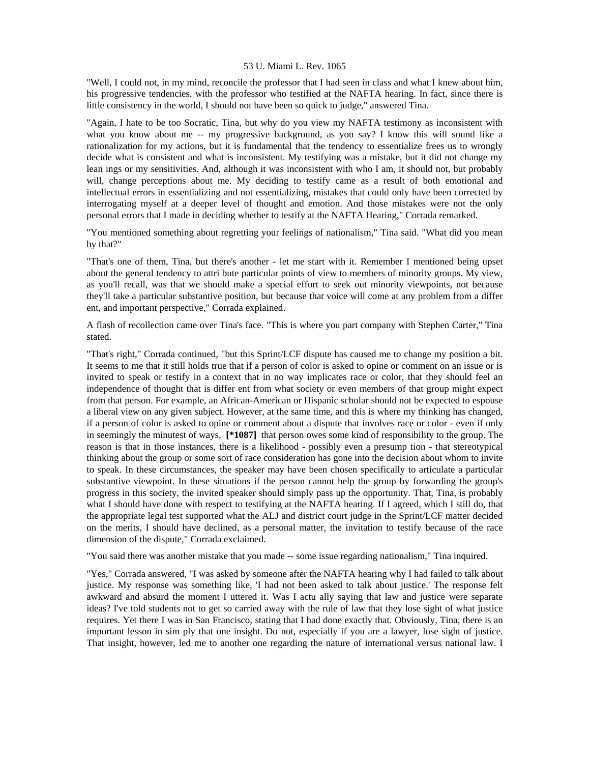"Well, I could not, in my mind, reconcile the professor that I had seen in class and what I knew about him, his progressive tendencies, with the professor who testified at the NAFTA hearing. In fact, since there is little consistency in the world, I should not have been so quick to judge," answered Tina.

"Again, I hate to be too Socratic, Tina, but why do you view my NAFTA testimony as inconsistent with what you know about me -- my progressive background, as you say? I know this will sound like a rationalization for my actions, but it is fundamental that the tendency to essentialize frees us to wrongly decide what is consistent and what is inconsistent. My testifying was a mistake, but it did not change my lean ings or my sensitivities. And, although it was inconsistent with who I am, it should not, but probably will, change perceptions about me. My deciding to testify came as a result of both emotional and intellectual errors in essentializing and not essentializing, mistakes that could only have been corrected by interrogating myself at a deeper level of thought and emotion. And those mistakes were not the only personal errors that I made in deciding whether to testify at the NAFTA Hearing," Corrada remarked.

"You mentioned something about regretting your feelings of nationalism," Tina said. "What did you mean by that?"

"That's one of them, Tina, but there's another - let me start with it. Remember I mentioned being upset about the general tendency to attri bute particular points of view to members of minority groups. My view, as you'll recall, was that we should make a special effort to seek out minority viewpoints, not because they'll take a particular substantive position, but because that voice will come at any problem from a differ ent, and important perspective," Corrada explained.

A flash of recollection came over Tina's face. "This is where you part company with Stephen Carter," Tina stated.

"That's right," Corrada continued, "but this Sprint/LCF dispute has caused me to change my position a bit. It seems to me that it still holds true that if a person of color is asked to opine or comment on an issue or is invited to speak or testify in a context that in no way implicates race or color, that they should feel an independence of thought that is differ ent from what society or even members of that group might expect from that person. For example, an African-American or Hispanic scholar should not be expected to espouse a liberal view on any given subject. However, at the same time, and this is where my thinking has changed, if a person of color is asked to opine or comment about a dispute that involves race or color - even if only in seemingly the minutest of ways, **[*1087]** that person owes some kind of responsibility to the group. The reason is that in those instances, there is a likelihood - possibly even a presump tion - that stereotypical thinking about the group or some sort of race consideration has gone into the decision about whom to invite to speak. In these circumstances, the speaker may have been chosen specifically to articulate a particular substantive viewpoint. In these situations if the person cannot help the group by forwarding the group's progress in this society, the invited speaker should simply pass up the opportunity. That, Tina, is probably what I should have done with respect to testifying at the NAFTA hearing. If I agreed, which I still do, that the appropriate legal test supported what the ALJ and district court judge in the Sprint/LCF matter decided on the merits, I should have declined, as a personal matter, the invitation to testify because of the race dimension of the dispute," Corrada exclaimed.

"You said there was another mistake that you made -- some issue regarding nationalism," Tina inquired.

"Yes," Corrada answered, "I was asked by someone after the NAFTA hearing why I had failed to talk about justice. My response was something like, 'I had not been asked to talk about justice.' The response felt awkward and absurd the moment I uttered it. Was I actu ally saying that law and justice were separate ideas? I've told students not to get so carried away with the rule of law that they lose sight of what justice requires. Yet there I was in San Francisco, stating that I had done exactly that. Obviously, Tina, there is an important lesson in sim ply that one insight. Do not, especially if you are a lawyer, lose sight of justice. That insight, however, led me to another one regarding the nature of international versus national law. I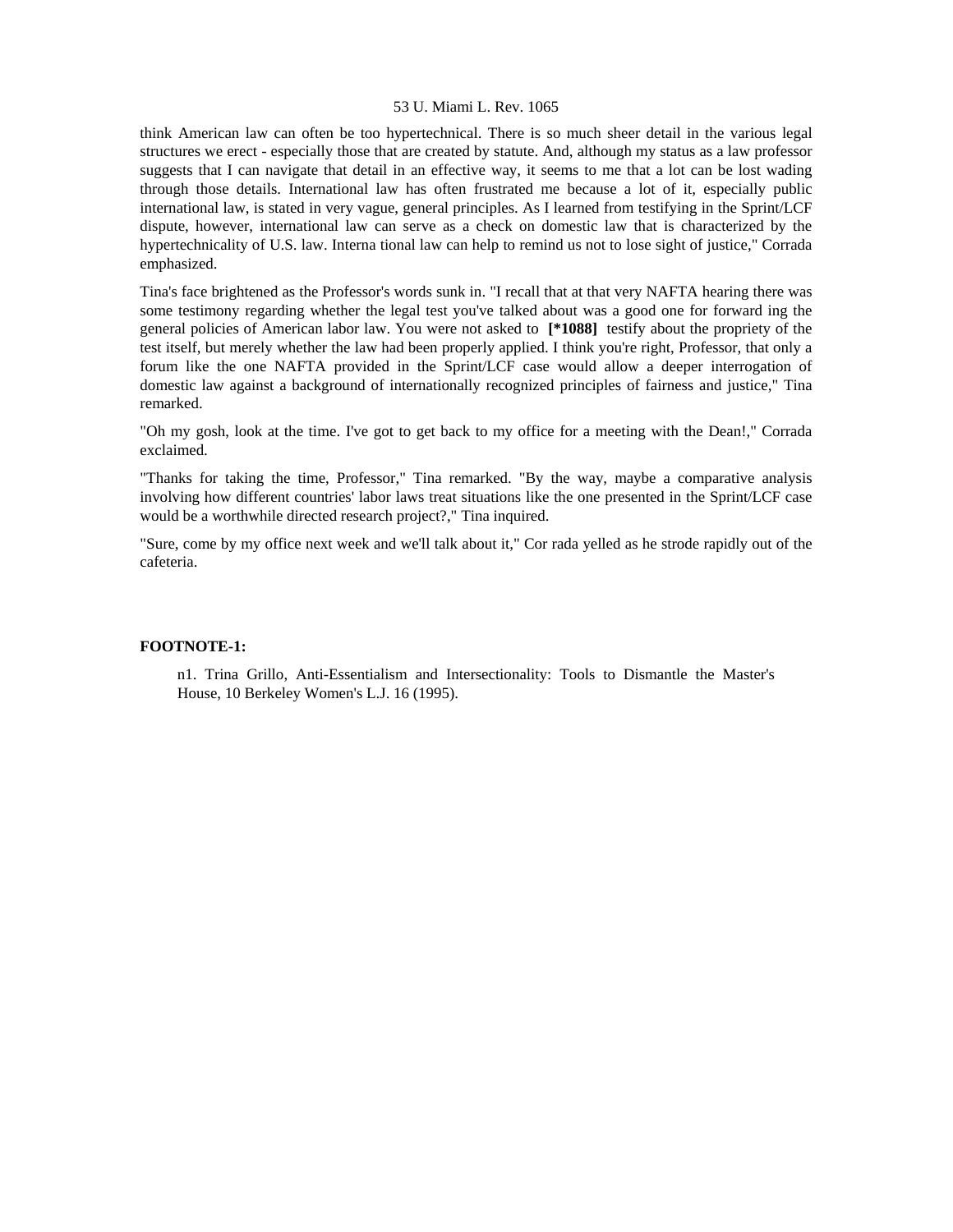think American law can often be too hypertechnical. There is so much sheer detail in the various legal structures we erect - especially those that are created by statute. And, although my status as a law professor suggests that I can navigate that detail in an effective way, it seems to me that a lot can be lost wading through those details. International law has often frustrated me because a lot of it, especially public international law, is stated in very vague, general principles. As I learned from testifying in the Sprint/LCF dispute, however, international law can serve as a check on domestic law that is characterized by the hypertechnicality of U.S. law. Interna tional law can help to remind us not to lose sight of justice," Corrada emphasized.

Tina's face brightened as the Professor's words sunk in. "I recall that at that very NAFTA hearing there was some testimony regarding whether the legal test you've talked about was a good one for forward ing the general policies of American labor law. You were not asked to **[*1088]** testify about the propriety of the test itself, but merely whether the law had been properly applied. I think you're right, Professor, that only a forum like the one NAFTA provided in the Sprint/LCF case would allow a deeper interrogation of domestic law against a background of internationally recognized principles of fairness and justice," Tina remarked.

"Oh my gosh, look at the time. I've got to get back to my office for a meeting with the Dean!," Corrada exclaimed.

"Thanks for taking the time, Professor," Tina remarked. "By the way, maybe a comparative analysis involving how different countries' labor laws treat situations like the one presented in the Sprint/LCF case would be a worthwhile directed research project?," Tina inquired.

"Sure, come by my office next week and we'll talk about it," Cor rada yelled as he strode rapidly out of the cafeteria.

**FOOTNOTE-1:**

n1. Trina Grillo, Anti-Essentialism and Intersectionality: Tools to Dismantle the Master's House, 10 Berkeley Women's L.J. 16 (1995).